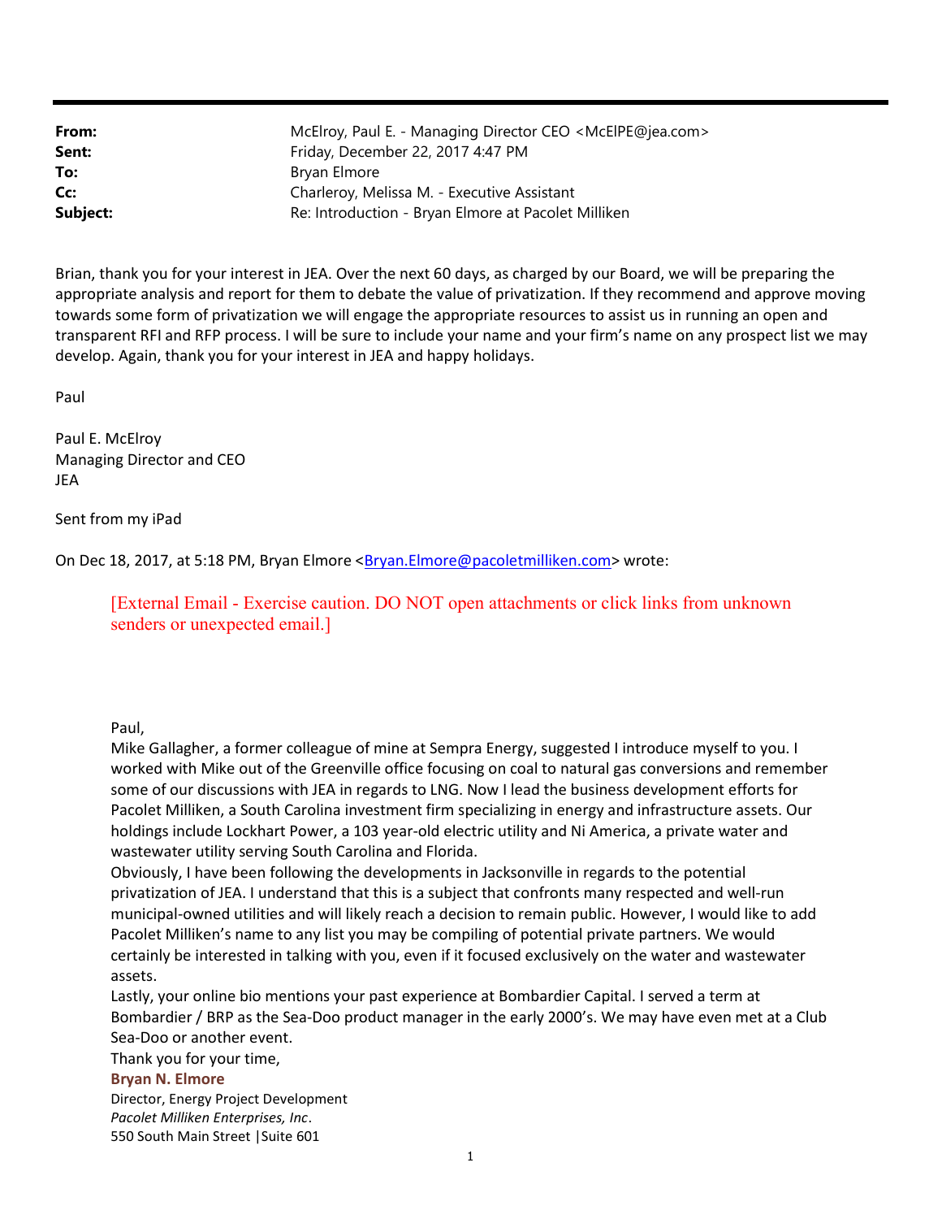| | |
|---|---|
| **From:** | McElroy, Paul E. - Managing Director CEO <McElPE@jea.com> |
| **Sent:** | Friday, December 22, 2017 4:47 PM |
| **To:** | Bryan Elmore |
| **Cc:** | Charleroy, Melissa M. - Executive Assistant |
| **Subject:** | Re: Introduction - Bryan Elmore at Pacolet Milliken |

Brian, thank you for your interest in JEA. Over the next 60 days, as charged by our Board, we will be preparing the appropriate analysis and report for them to debate the value of privatization. If they recommend and approve moving towards some form of privatization we will engage the appropriate resources to assist us in running an open and transparent RFI and RFP process. I will be sure to include your name and your firm's name on any prospect list we may develop. Again, thank you for your interest in JEA and happy holidays.

Paul

Paul E. McElroy
Managing Director and CEO
JEA

Sent from my iPad

On Dec 18, 2017, at 5:18 PM, Bryan Elmore <Bryan.Elmore@pacoletmilliken.com> wrote:

> [External Email - Exercise caution. DO NOT open attachments or click links from unknown senders or unexpected email.]
>
> Paul,
> Mike Gallagher, a former colleague of mine at Sempra Energy, suggested I introduce myself to you. I worked with Mike out of the Greenville office focusing on coal to natural gas conversions and remember some of our discussions with JEA in regards to LNG. Now I lead the business development efforts for Pacolet Milliken, a South Carolina investment firm specializing in energy and infrastructure assets. Our holdings include Lockhart Power, a 103 year-old electric utility and Ni America, a private water and wastewater utility serving South Carolina and Florida.
> Obviously, I have been following the developments in Jacksonville in regards to the potential privatization of JEA. I understand that this is a subject that confronts many respected and well-run municipal-owned utilities and will likely reach a decision to remain public. However, I would like to add Pacolet Milliken's name to any list you may be compiling of potential private partners. We would certainly be interested in talking with you, even if it focused exclusively on the water and wastewater assets.
> Lastly, your online bio mentions your past experience at Bombardier Capital. I served a term at Bombardier / BRP as the Sea-Doo product manager in the early 2000's. We may have even met at a Club Sea-Doo or another event.
> Thank you for your time,
> **Bryan N. Elmore**
> Director, Energy Project Development
> *Pacolet Milliken Enterprises, Inc*.
> 550 South Main Street |Suite 601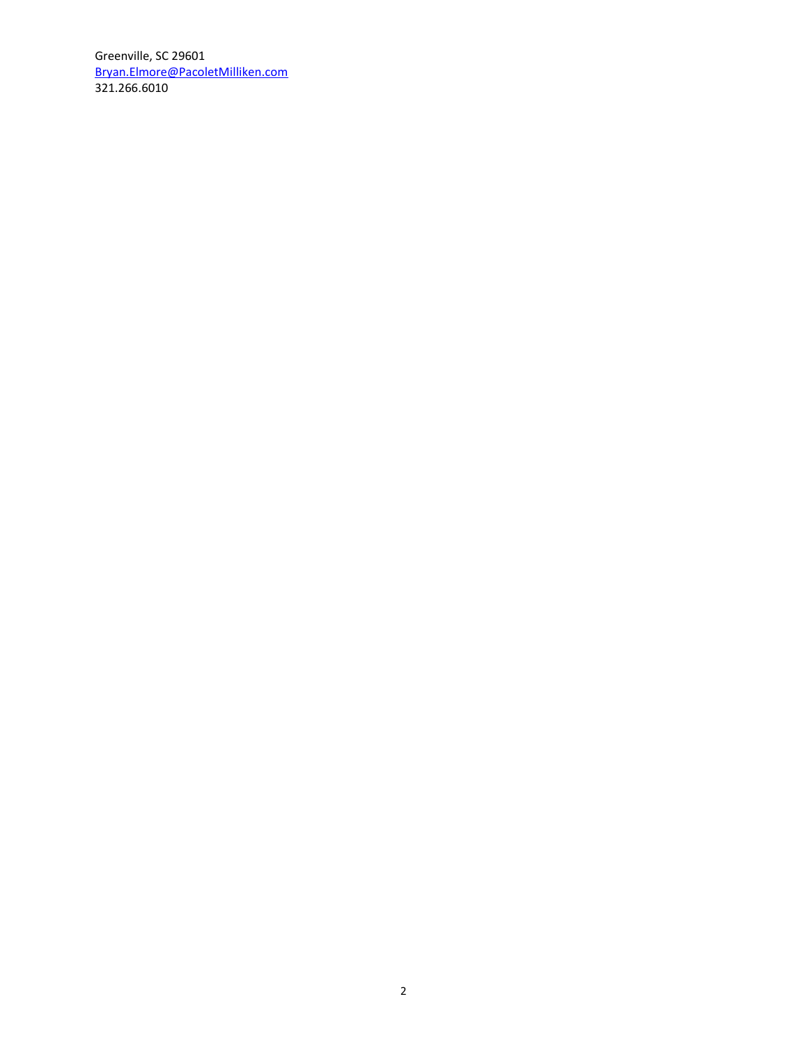Greenville, SC 29601
Bryan.Elmore@PacoletMilliken.com
321.266.6010